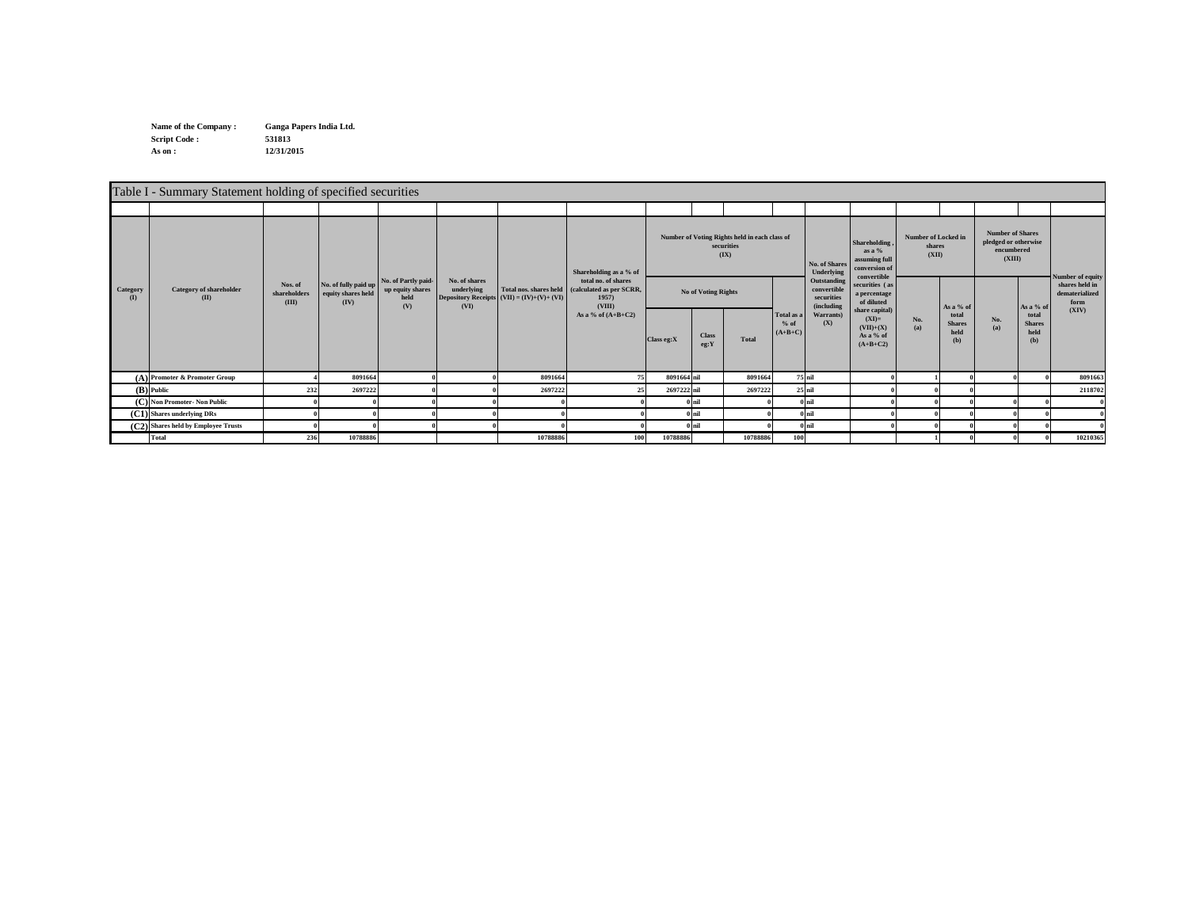Name of the Company : Ganga Papers India Ltd.
Script Code : 531813
As on : 12/31/2015

**Table I - Summary Statement holding of specified securities**

| Category (I) | Category of shareholder (II) | Nos. of shareholders (III) | No. of fully paid up equity shares held (IV) | No. of Partly paid-up equity shares held (V) | No. of shares underlying Depository Receipts (VI) | Total nos. shares held (VII) = (IV)+(V)+ (VI) | Shareholding as a % of total no. of shares (calculated as per SCRR, 1957) (VIII) As a % of (A+B+C2) | Number of Voting Rights held in each class of securities (IX) | | | | No. of Shares Underlying Outstanding convertible securities (including Warrants) (X) | Shareholding , as a % assuming full conversion of convertible securities ( as a percentage of diluted share capital) (XI)= (VII)+(X) As a % of (A+B+C2) | Number of Locked in shares (XII) | | Number of Shares pledged or otherwise encumbered (XIII) | | Number of equity shares held in dematerialized form (XIV) |
|---|---|---|---|---|---|---|---|---|---|---|---|---|---|---|---|---|---|---|
| | | | | | | | | No of Voting Rights | | | Total as a % of (A+B+C) | | | No. (a) | As a % of total Shares held (b) | No. (a) | As a % of total Shares held (b) | |
| | | | | | | | | Class eg:X | Class eg:Y | Total | | | | | | | | |
| (A) | Promoter & Promoter Group | 4 | 8091664 | 0 | 0 | 8091664 | 75 | 8091664 | nil | 8091664 | 75 | nil | 0 | 1 | 0 | 0 | 0 | 8091663 |
| (B) | Public | 232 | 2697222 | 0 | 0 | 2697222 | 25 | 2697222 | nil | 2697222 | 25 | nil | 0 | 0 | 0 | | | 2118702 |
| (C) | Non Promoter- Non Public | 0 | 0 | 0 | 0 | 0 | 0 | 0 | nil | 0 | 0 | nil | 0 | 0 | 0 | 0 | 0 | 0 |
| (C1) | Shares underlying DRs | 0 | 0 | 0 | 0 | 0 | 0 | 0 | nil | 0 | 0 | nil | 0 | 0 | 0 | 0 | 0 | 0 |
| (C2) | Shares held by Employee Trusts | 0 | 0 | 0 | 0 | 0 | 0 | 0 | nil | 0 | 0 | nil | 0 | 0 | 0 | 0 | 0 | 0 |
| | Total | 236 | 10788886 | | | 10788886 | 100 | 10788886 | | 10788886 | 100 | | | 1 | 0 | 0 | 0 | 10210365 |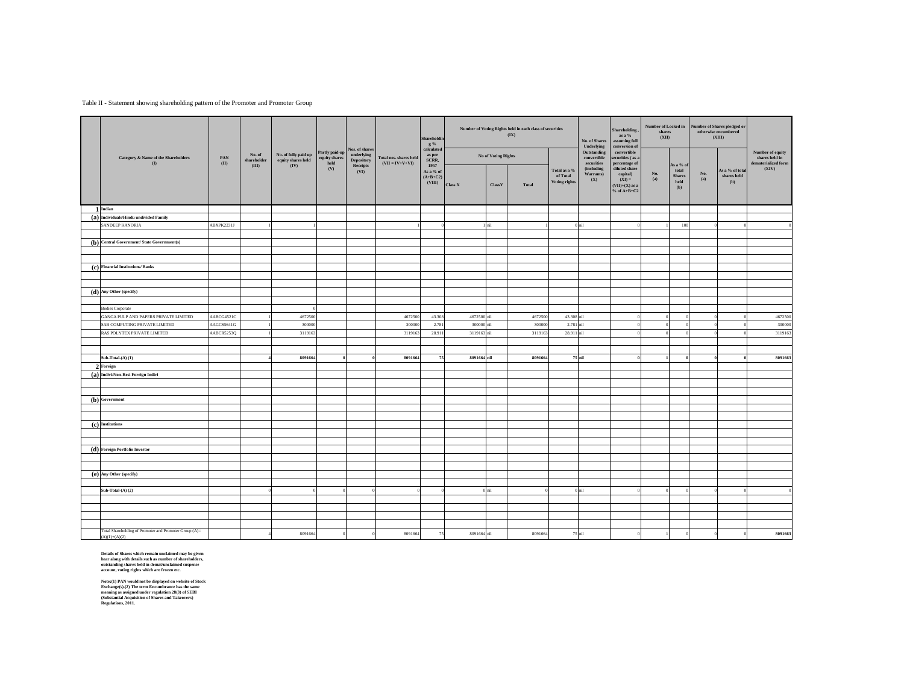Table II - Statement showing shareholding pattern of the Promoter and Promoter Group

| | Category & Name of the Shareholders (I) | PAN (II) | No. of shareholder (III) | No. of fully paid up equity shares held (IV) | Partly paid-up equity shares held (V) | Nos. of shares underlying Depository Receipts (VI) | Total nos. shares held (VII = IV+V+VI) | Shareholding % calculated as per SCRR, 1957 As a % of (A+B+C2) (VIII) | Number of Voting Rights held in each class of securities (IX) | | | | No. of Shares Underlying Outstanding convertible securities (including Warrants) (X) | Shareholding , as a % assuming full conversion of convertible securities ( as a percentage of diluted share capital) (XI) = (VII)+(X) as a % of A+B+C2 | Number of Locked in shares (XII) | | Number of Shares pledged or otherwise encumbered (XIII) | | Number of equity shares held in dematerialized form (XIV) |
|---|---|---|---|---|---|---|---|---|---|---|---|---|---|---|---|---|---|---|---|
| | | | | | | | | | No of Voting Rights | | | Total as a % of Total Voting rights | | | No. (a) | As a % of total Shares held (b) | No. (a) | As a % of total shares held (b) | |
| | | | | | | | | | Class X | ClassY | Total | | | | | | | | |
| 1 | Indian | | | | | | | | | | | | | | | | | | |
| (a) | Individuals/Hindu undivided Family | | | | | | | | | | | | | | | | | | |
| | SANDEEP KANORIA | ABXPK2231J | 1 | 1 | | | 1 | 0 | 1 | nil | 1 | 0 | nil | 0 | 1 | 100 | 0 | 0 | 0 |
| (b) | Central Government/ State Government(s) | | | | | | | | | | | | | | | | | | |
| (c) | Financial Institutions/ Banks | | | | | | | | | | | | | | | | | | |
| (d) | Any Other (specify) | | | | | | | | | | | | | | | | | | |
| | Bodies Corporate | | | 0 | | | | | | | | | | | | | | | |
| | GANGA PULP AND PAPERS PRIVATE LIMITED | AABCG4521C | 1 | 4672500 | | | 4672500 | 43.308 | 4672500 | nil | 4672500 | 43.308 | nil | 0 | 0 | 0 | 0 | 0 | 4672500 |
| | SAB COMPUTING PRIVATE LIMITED | AAGCS5641G | 1 | 300000 | | | 300000 | 2.781 | 300000 | nil | 300000 | 2.781 | nil | 0 | 0 | 0 | 0 | 0 | 300000 |
| | RAS POLYTEX PRIVATE LIMITED | AABCR5253Q | 1 | 3119163 | | | 3119163 | 28.911 | 3119163 | nil | 3119163 | 28.911 | nil | 0 | 0 | 0 | 0 | 0 | 3119163 |
| | **Sub-Total-(A) (1)** | | **4** | **8091664** | **0** | **0** | **8091664** | **75** | **8091664** | **nil** | **8091664** | **75** | **nil** | **0** | **1** | **0** | **0** | **0** | **8091663** |
| 2 | Foreign | | | | | | | | | | | | | | | | | | |
| (a) | Indivi/Non-Resi Foreign Indivi | | | | | | | | | | | | | | | | | | |
| (b) | Government | | | | | | | | | | | | | | | | | | |
| (c) | Institutions | | | | | | | | | | | | | | | | | | |
| (d) | Foreign Portfolio Investor | | | | | | | | | | | | | | | | | | |
| (e) | Any Other (specify) | | | | | | | | | | | | | | | | | | |
| | Sub-Total-(A) (2) | | 0 | 0 | 0 | 0 | 0 | 0 | 0 | nil | 0 | 0 | nil | 0 | 0 | 0 | 0 | 0 | 0 |
| | Total Shareholding of Promoter and Promoter Group (A)= (A)(1)+(A)(2) | | 4 | 8091664 | 0 | 0 | 8091664 | 75 | 8091664 | nil | 8091664 | 75 | nil | 0 | 1 | 0 | 0 | 0 | **8091663** |

**Details of Shares which remain unclaimed may be given hear along with details such as number of shareholders, outstanding shares held in demat/unclaimed suspense account, voting rights which are frozen etc.**

**Note:(1) PAN would not be displayed on website of Stock Exchange(s).(2) The term Encumbrance has the same meaning as assigned under regulation 28(3) of SEBI (Substantial Acquisition of Shares and Takeovers) Regulations, 2011.**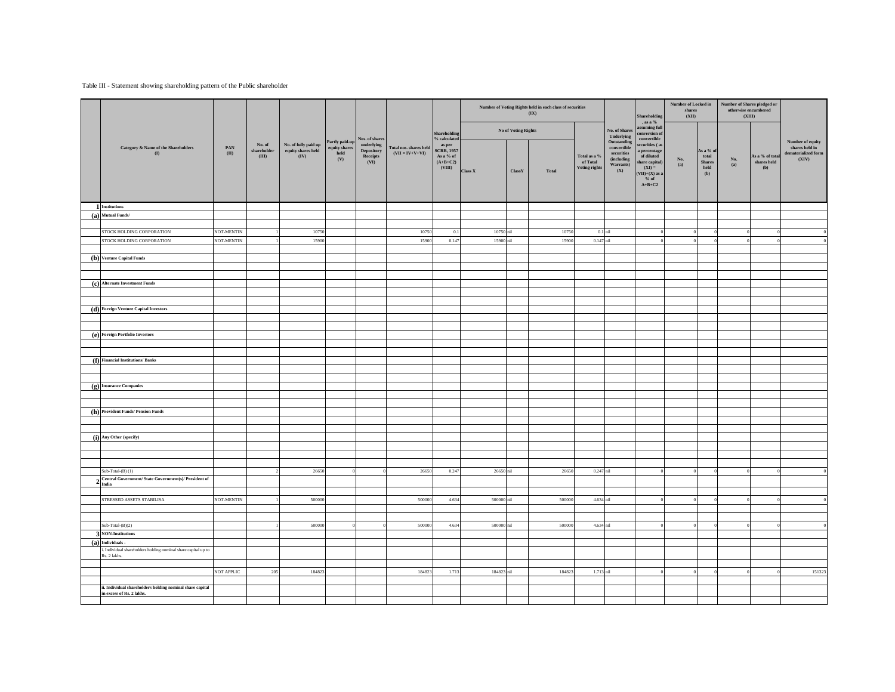Table III - Statement showing shareholding pattern of the Public shareholder

| | Category & Name of the Shareholders (I) | PAN (II) | No. of shareholder (III) | No. of fully paid up equity shares held (IV) | Partly paid-up equity shares held (V) | Nos. of shares underlying Depository Receipts (VI) | Total nos. shares held (VII = IV+V+VI) | Shareholding % calculated as per SCRR, 1957 As a % of (A+B+C2) (VIII) | Number of Voting Rights held in each class of securities (IX) | | | | No. of Shares Underlying Outstanding convertible securities (including Warrants) (X) | Shareholding , as a % assuming full conversion of convertible securities ( as a percentage of diluted share capital) (XI) = (VII)+(X) as a % of A+B+C2 | Number of Locked in shares (XII) | | Number of Shares pledged or otherwise encumbered (XIII) | | Number of equity shares held in dematerialized form (XIV) |
|---|---|---|---|---|---|---|---|---|---|---|---|---|---|---|---|---|---|---|---|
| | | | | | | | | | No of Voting Rights | | | Total as a % of Total Voting rights | | | No. (a) | As a % of total Shares held (b) | No. (a) | As a % of total shares held (b) | |
| | | | | | | | | | Class X | ClassY | Total | | | | | | | | |
| 1 | **Institutions** | | | | | | | | | | | | | | | | | | |
| (a) | **Mutual Funds/** | | | | | | | | | | | | | | | | | | |
| | STOCK HOLDING CORPORATION | NOT-MENTIN | 1 | 10750 | | | 10750 | 0.1 | 10750 | nil | 10750 | 0.1 | nil | 0 | 0 | 0 | 0 | 0 | 0 |
| | STOCK HOLDING CORPORATION | NOT-MENTIN | 1 | 15900 | | | 15900 | 0.147 | 15900 | nil | 15900 | 0.147 | nil | 0 | 0 | 0 | 0 | 0 | 0 |
| (b) | **Venture Capital Funds** | | | | | | | | | | | | | | | | | | |
| (c) | **Alternate Investment Funds** | | | | | | | | | | | | | | | | | | |
| (d) | **Foreign Venture Capital Investors** | | | | | | | | | | | | | | | | | | |
| (e) | **Foreign Portfolio Investors** | | | | | | | | | | | | | | | | | | |
| (f) | **Financial Institutions/ Banks** | | | | | | | | | | | | | | | | | | |
| (g) | **Insurance Companies** | | | | | | | | | | | | | | | | | | |
| (h) | **Provident Funds/ Pension Funds** | | | | | | | | | | | | | | | | | | |
| (i) | **Any Other (specify)** | | | | | | | | | | | | | | | | | | |
| | Sub-Total-(B) (1) | | 2 | 26650 | 0 | 0 | 26650 | 0.247 | 26650 | nil | 26650 | 0.247 | nil | 0 | 0 | 0 | 0 | 0 | 0 |
| 2 | **Central Government/ State Government(s)/ President of India** | | | | | | | | | | | | | | | | | | |
| | STRESSED ASSETS STABILISA | NOT-MENTIN | 1 | 500000 | | | 500000 | 4.634 | 500000 | nil | 500000 | 4.634 | nil | 0 | 0 | 0 | 0 | 0 | 0 |
| | Sub-Total-(B)(2) | | 1 | 500000 | 0 | 0 | 500000 | 4.634 | 500000 | nil | 500000 | 4.634 | nil | 0 | 0 | 0 | 0 | 0 | 0 |
| 3 | **NON-Institutions** | | | | | | | | | | | | | | | | | | |
| (a) | **Individuals -** | | | | | | | | | | | | | | | | | | |
| | i. Individual shareholders holding nominal share capital up to Rs. 2 lakhs. | | | | | | | | | | | | | | | | | | |
| | | NOT APPLIC | 205 | 184823 | | | 184823 | 1.713 | 184823 | nil | 184823 | 1.713 | nil | 0 | 0 | 0 | 0 | 0 | 151323 |
| | **ii. Individual shareholders holding nominal share capital in excess of Rs. 2 lakhs.** | | | | | | | | | | | | | | | | | | |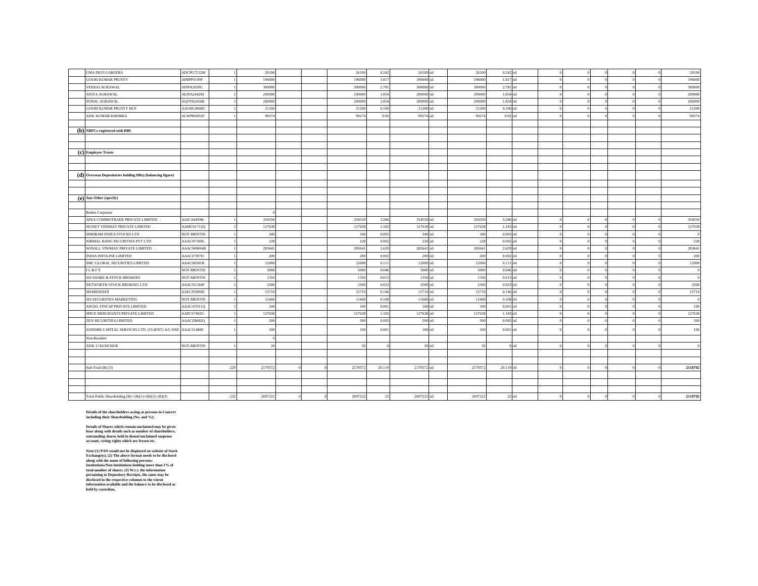| | | | | | | | | | | | | | | | | | | | |
|---|---|---|---|---|---|---|---|---|---|---|---|---|---|---|---|---|---|---|---|
| | UMA DEVI GARODIA | ADCPG7212M | 1 | 26100 | | | 26100 | 0.242 | 26100 | nil | 26100 | 0.242 | nil | 0 | 0 | 0 | 0 | 0 | 26100 |
| | GOURI KUMAR PRUSTY | AFRPP0109F | 1 | 196000 | | | 196000 | 1.817 | 196000 | nil | 196000 | 1.817 | nil | 0 | 0 | 0 | 0 | 0 | 196000 |
| | VEERAJ AGRAWAL | AFIPA2639G | 1 | 300000 | | | 300000 | 2.781 | 300000 | nil | 300000 | 2.781 | nil | 0 | 0 | 0 | 0 | 0 | 300000 |
| | ANITA AGRAWAL | AEJPA2442M | 1 | 200000 | | | 200000 | 1.854 | 200000 | nil | 200000 | 1.854 | nil | 0 | 0 | 0 | 0 | 0 | 200000 |
| | SONAL AGRAWAL | AQTPA2456R | 1 | 200000 | | | 200000 | 1.854 | 200000 | nil | 200000 | 1.854 | nil | 0 | 0 | 0 | 0 | 0 | 200000 |
| | GOURI KUMAR PRUSTY HUF | AAGHG4608C | 1 | 21200 | | | 21200 | 0.196 | 21200 | nil | 21200 | 0.196 | nil | 0 | 0 | 0 | 0 | 0 | 21200 |
| | ANIL KUMAR KHEMKA | ALWPK0032F | 1 | 99274 | | | 99274 | 0.92 | 99274 | nil | 99274 | 0.92 | nil | 0 | 0 | 0 | 0 | 0 | 99274 |
| | | | | | | | | | | | | | | | | | | | |
| **(b)** | **NBFCs registered with RBI** | | | | | | | | | | | | | | | | | | |
| | | | | | | | | | | | | | | | | | | | |
| | | | | | | | | | | | | | | | | | | | |
| **(c)** | **Employee Trusts** | | | | | | | | | | | | | | | | | | |
| | | | | | | | | | | | | | | | | | | | |
| | | | | | | | | | | | | | | | | | | | |
| **(d)** | **Overseas Depositories holding DRs) (balancing figure)** | | | | | | | | | | | | | | | | | | |
| | | | | | | | | | | | | | | | | | | | |
| | | | | | | | | | | | | | | | | | | | |
| **(e)** | **Any Other (specify)** | | | | | | | | | | | | | | | | | | |
| | | | | | | | | | | | | | | | | | | | |
| | Bodies Corporate | | | 0 | | | | | | | | | | | | | | | |
| | APEX COMMOTRADE PRIVATE LIMITED . | AAJCA4459K | 1 | 354550 | | | 354550 | 3.286 | 354550 | nil | 354550 | 3.286 | nil | 0 | 0 | 0 | 0 | 0 | 354550 |
| | SIGNET VINIMAY PRIVATE LIMITED . | AAMCS1712Q | 1 | 127638 | | | 127638 | 1.183 | 127638 | nil | 127638 | 1.183 | nil | 0 | 0 | 0 | 0 | 0 | 127638 |
| | SHRIRAM INDUS STOCKS LTD | NOT-MENTIN | 1 | 340 | | | 340 | 0.003 | 340 | nil | 340 | 0.003 | nil | 0 | 0 | 0 | 0 | 0 | 0 |
| | NIRMAL BANG SECURITIES PVT LTD | AAACN7369L | 1 | 228 | | | 228 | 0.002 | 228 | nil | 228 | 0.002 | nil | 0 | 0 | 0 | 0 | 0 | 228 |
| | WINALL VINIMAY PRIVATE LIMITED . | AAACW8004B | 1 | 283641 | | | 283641 | 2.629 | 283641 | nil | 283641 | 2.629 | nil | 0 | 0 | 0 | 0 | 0 | 283641 |
| | INDIA INFOLINE LIMITED | AAACI7397D | 1 | 200 | | | 200 | 0.002 | 200 | nil | 200 | 0.002 | nil | 0 | 0 | 0 | 0 | 0 | 200 |
| | SMC GLOBAL SECURITIES LIMITED | AAACS0581R | 1 | 12000 | | | 12000 | 0.111 | 12000 | nil | 12000 | 0.111 | nil | 0 | 0 | 0 | 0 | 0 | 12000 |
| | I L & F S | NOT-MENTIN | 1 | 5000 | | | 5000 | 0.046 | 5000 | nil | 5000 | 0.046 | nil | 0 | 0 | 0 | 0 | 0 | 0 |
| | SIS SHARE & STOCK BROKERS | NOT-MENTIN | 1 | 1350 | | | 1350 | 0.013 | 1350 | nil | 1350 | 0.013 | nil | 0 | 0 | 0 | 0 | 0 | 0 |
| | NETWORTH STOCK BROKING LTD | AAACN1184F | 1 | 2500 | | | 2500 | 0.023 | 2500 | nil | 2500 | 0.023 | nil | 0 | 0 | 0 | 0 | 0 | 2500 |
| | SHAREKHAN | AAECS5096H | 1 | 15710 | | | 15710 | 0.146 | 15710 | nil | 15710 | 0.146 | nil | 0 | 0 | 0 | 0 | 0 | 15710 |
| | SIS SECURITIES MARKETING | NOT-MENTIN | 1 | 11660 | | | 11660 | 0.108 | 11660 | nil | 11660 | 0.108 | nil | 0 | 0 | 0 | 0 | 0 | 0 |
| | ANGEL FINCAP PRIVATE LIMITED | AAACA7011Q | 1 | 100 | | | 100 | 0.001 | 100 | nil | 100 | 0.001 | nil | 0 | 0 | 0 | 0 | 0 | 100 |
| | SPICE MERCHANTS PRIVATE LIMITED . | AAPCS7492G | 1 | 127638 | | | 127638 | 1.183 | 127638 | nil | 127638 | 1.183 | nil | 0 | 0 | 0 | 0 | 0 | 127638 |
| | ZEN SECURITIES LIMITED | AAACZ0682Q | 1 | 500 | | | 500 | 0.005 | 500 | nil | 500 | 0.005 | nil | 0 | 0 | 0 | 0 | 0 | 500 |
| | JOINDRE CAPITAL SERVICES LTD. (CLIENT) A/C-NSE | AAACJ1480E | 1 | 100 | | | 100 | 0.001 | 100 | nil | 100 | 0.001 | nil | 0 | 0 | 0 | 0 | 0 | 100 |
| | Non-Resident | | | 0 | | | | | | | | | | | | | | | |
| | ANIL U KUNCHUR | NOT-MENTIN | 1 | 20 | | | 20 | 0 | 20 | nil | 20 | 0 | nil | 0 | 0 | 0 | 0 | 0 | 0 |
| | | | | | | | | | | | | | | | | | | | |
| | | | | | | | | | | | | | | | | | | | |
| | Sub-Total-(B) (3) | | 229 | 2170572 | 0 | 0 | 2170572 | 20.119 | 2170572 | nil | 2170572 | 20.119 | nil | 0 | 0 | 0 | 0 | 0 | **2118702** |
| | | | | | | | | | | | | | | | | | | | |
| | | | | | | | | | | | | | | | | | | | |
| | | | | | | | | | | | | | | | | | | | |
| | Total Public Shareholding (B)= (B)(1)+(B)(2)+(B)(3) | | 232 | 2697222 | 0 | 0 | 2697222 | 25 | 2697222 | nil | 2697222 | 25 | nil | 0 | 0 | 0 | 0 | 0 | **2118702** |

**Details of the shareholders acting as persons in Concert including their Shareholding (No. and %):**

**Details of Shares which remain unclaimed may be given hear along with details such as number of shareholders, outstanding shares held in demat/unclaimed suspense account, voting rights which are frozen etc.**

**Note:(1) PAN would not be displayed on website of Stock Exchange(s). (2) The above format needs to be disclosed along with the name of following persons: Institutions/Non Institutions holding more than 1% of total number of shares. (3) W.r.t. the information pertaining to Depository Receipts, the same may be disclosed in the respective columns to the extent information available and the balance to be disclosed as held by custodian,**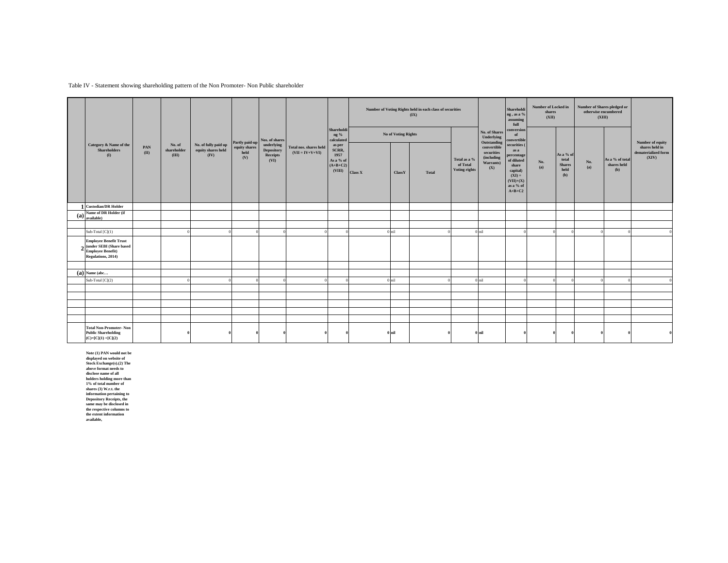Table IV - Statement showing shareholding pattern of the Non Promoter- Non Public shareholder

| | Category & Name of the Shareholders (I) | PAN (II) | No. of shareholder (III) | No. of fully paid up equity shares held (IV) | Partly paid-up equity shares held (V) | Nos. of shares underlying Depository Receipts (VI) | Total nos. shares held (VII = IV+V+VI) | Shareholding % calculated as per SCRR, 1957 As a % of (A+B+C2) (VIII) | Number of Voting Rights held in each class of securities (IX) | | | | No. of Shares Underlying Outstanding convertible securities (including Warrants) (X) | Shareholding , as a % assuming full conversion of convertible securities ( as a percentage of diluted share capital) (XI) = (VII)+(X) as a % of A+B+C2 | Number of Locked in shares (XII) | | Number of Shares pledged or otherwise encumbered (XIII) | | Number of equity shares held in dematerialized form (XIV) |
|---|---|---|---|---|---|---|---|---|---|---|---|---|---|---|---|---|---|---|---|
| | | | | | | | | | No of Voting Rights | | | Total as a % of Total Voting rights | | | No. (a) | As a % of total Shares held (b) | No. (a) | As a % of total shares held (b) | |
| | | | | | | | | | Class X | ClassY | Total | | | | | | | | |
| **1** | **Custodian/DR Holder** | | | | | | | | | | | | | | | | | | |
| **(a)** | **Name of DR Holder (if available)** | | | | | | | | | | | | | | | | | | |
| | | | | | | | | | | | | | | | | | | | |
| | Sub-Total [C](1) | | 0 | 0 | 0 | 0 | 0 | 0 | 0 | nil | 0 | 0 | nil | 0 | 0 | 0 | 0 | 0 | 0 |
| **2** | **Employee Benefit Trust (under SEBI (Share based Employee Benefit) Regulations, 2014)** | | | | | | | | | | | | | | | | | | |
| | | | | | | | | | | | | | | | | | | | |
| **(a)** | **Name (abc…** | | | | | | | | | | | | | | | | | | |
| | Sub-Total [C](2) | | 0 | 0 | 0 | 0 | 0 | 0 | 0 | nil | 0 | 0 | nil | 0 | 0 | 0 | 0 | 0 | 0 |
| | | | | | | | | | | | | | | | | | | | |
| | | | | | | | | | | | | | | | | | | | |
| | | | | | | | | | | | | | | | | | | | |
| | | | | | | | | | | | | | | | | | | | |
| | | | | | | | | | | | | | | | | | | | |
| | **Total Non-Promoter- Non Public Shareholding (C)=[C](1) +[C](2)** | | **0** | **0** | **0** | **0** | **0** | **0** | **0** | **nil** | **0** | **0** | **nil** | **0** | **0** | **0** | **0** | **0** | **0** |

**Note (1) PAN would not be displayed on website of Stock Exchange(s).(2) The above format needs to disclose name of all holders holding more than 1% of total number of shares (3) W.r.t. the information pertaining to Depository Receipts, the same may be disclosed in the respective columns to the extent information available,**